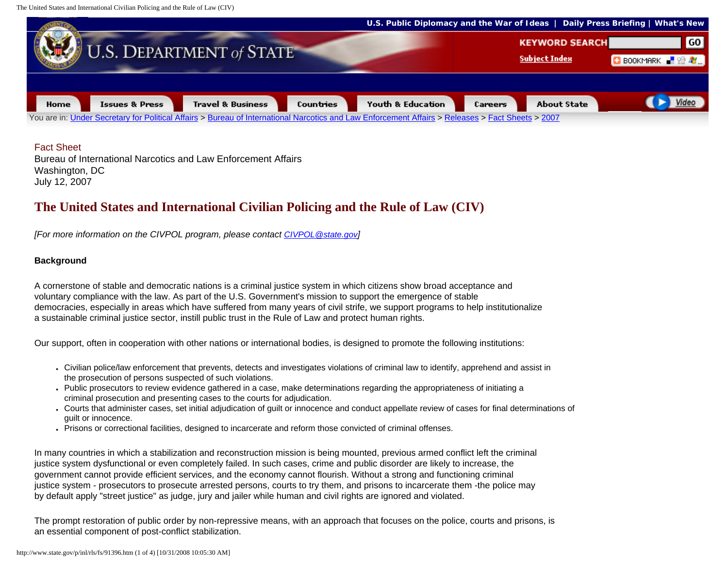Fact Sheet
Bureau of International Narcotics and Law Enforcement Affairs
Washington, DC
July 12, 2007

# The United States and International Civilian Policing and the Rule of Law (CIV)

*[For more information on the CIVPOL program, please contact CIVPOL@state.gov]*

**Background**

A cornerstone of stable and democratic nations is a criminal justice system in which citizens show broad acceptance and voluntary compliance with the law. As part of the U.S. Government's mission to support the emergence of stable democracies, especially in areas which have suffered from many years of civil strife, we support programs to help institutionalize a sustainable criminal justice sector, instill public trust in the Rule of Law and protect human rights.

Our support, often in cooperation with other nations or international bodies, is designed to promote the following institutions:

- Civilian police/law enforcement that prevents, detects and investigates violations of criminal law to identify, apprehend and assist in the prosecution of persons suspected of such violations.
- Public prosecutors to review evidence gathered in a case, make determinations regarding the appropriateness of initiating a criminal prosecution and presenting cases to the courts for adjudication.
- Courts that administer cases, set initial adjudication of guilt or innocence and conduct appellate review of cases for final determinations of guilt or innocence.
- Prisons or correctional facilities, designed to incarcerate and reform those convicted of criminal offenses.

In many countries in which a stabilization and reconstruction mission is being mounted, previous armed conflict left the criminal justice system dysfunctional or even completely failed. In such cases, crime and public disorder are likely to increase, the government cannot provide efficient services, and the economy cannot flourish. Without a strong and functioning criminal justice system - prosecutors to prosecute arrested persons, courts to try them, and prisons to incarcerate them -the police may by default apply "street justice" as judge, jury and jailer while human and civil rights are ignored and violated.

The prompt restoration of public order by non-repressive means, with an approach that focuses on the police, courts and prisons, is an essential component of post-conflict stabilization.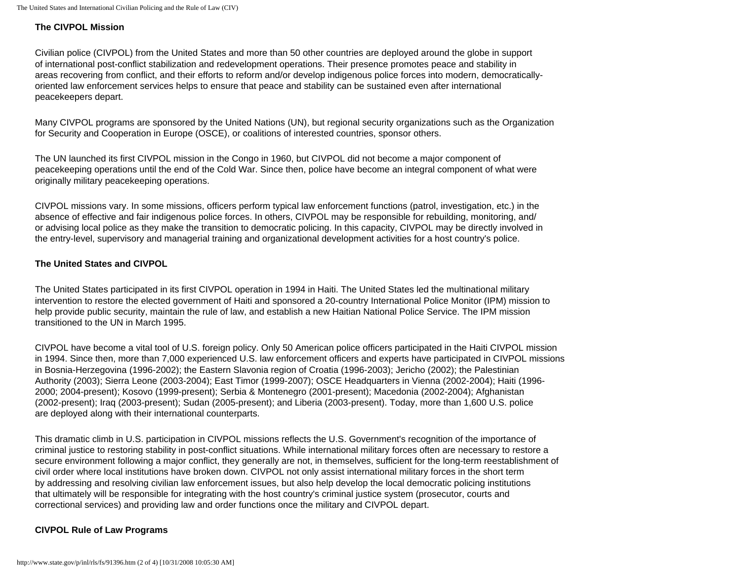### The CIVPOL Mission

Civilian police (CIVPOL) from the United States and more than 50 other countries are deployed around the globe in support of international post-conflict stabilization and redevelopment operations. Their presence promotes peace and stability in areas recovering from conflict, and their efforts to reform and/or develop indigenous police forces into modern, democratically-oriented law enforcement services helps to ensure that peace and stability can be sustained even after international peacekeepers depart.

Many CIVPOL programs are sponsored by the United Nations (UN), but regional security organizations such as the Organization for Security and Cooperation in Europe (OSCE), or coalitions of interested countries, sponsor others.

The UN launched its first CIVPOL mission in the Congo in 1960, but CIVPOL did not become a major component of peacekeeping operations until the end of the Cold War. Since then, police have become an integral component of what were originally military peacekeeping operations.

CIVPOL missions vary. In some missions, officers perform typical law enforcement functions (patrol, investigation, etc.) in the absence of effective and fair indigenous police forces. In others, CIVPOL may be responsible for rebuilding, monitoring, and/or advising local police as they make the transition to democratic policing. In this capacity, CIVPOL may be directly involved in the entry-level, supervisory and managerial training and organizational development activities for a host country's police.

### The United States and CIVPOL

The United States participated in its first CIVPOL operation in 1994 in Haiti. The United States led the multinational military intervention to restore the elected government of Haiti and sponsored a 20-country International Police Monitor (IPM) mission to help provide public security, maintain the rule of law, and establish a new Haitian National Police Service. The IPM mission transitioned to the UN in March 1995.

CIVPOL have become a vital tool of U.S. foreign policy. Only 50 American police officers participated in the Haiti CIVPOL mission in 1994. Since then, more than 7,000 experienced U.S. law enforcement officers and experts have participated in CIVPOL missions in Bosnia-Herzegovina (1996-2002); the Eastern Slavonia region of Croatia (1996-2003); Jericho (2002); the Palestinian Authority (2003); Sierra Leone (2003-2004); East Timor (1999-2007); OSCE Headquarters in Vienna (2002-2004); Haiti (1996-2000; 2004-present); Kosovo (1999-present); Serbia & Montenegro (2001-present); Macedonia (2002-2004); Afghanistan (2002-present); Iraq (2003-present); Sudan (2005-present); and Liberia (2003-present). Today, more than 1,600 U.S. police are deployed along with their international counterparts.

This dramatic climb in U.S. participation in CIVPOL missions reflects the U.S. Government's recognition of the importance of criminal justice to restoring stability in post-conflict situations. While international military forces often are necessary to restore a secure environment following a major conflict, they generally are not, in themselves, sufficient for the long-term reestablishment of civil order where local institutions have broken down. CIVPOL not only assist international military forces in the short term by addressing and resolving civilian law enforcement issues, but also help develop the local democratic policing institutions that ultimately will be responsible for integrating with the host country's criminal justice system (prosecutor, courts and correctional services) and providing law and order functions once the military and CIVPOL depart.

### CIVPOL Rule of Law Programs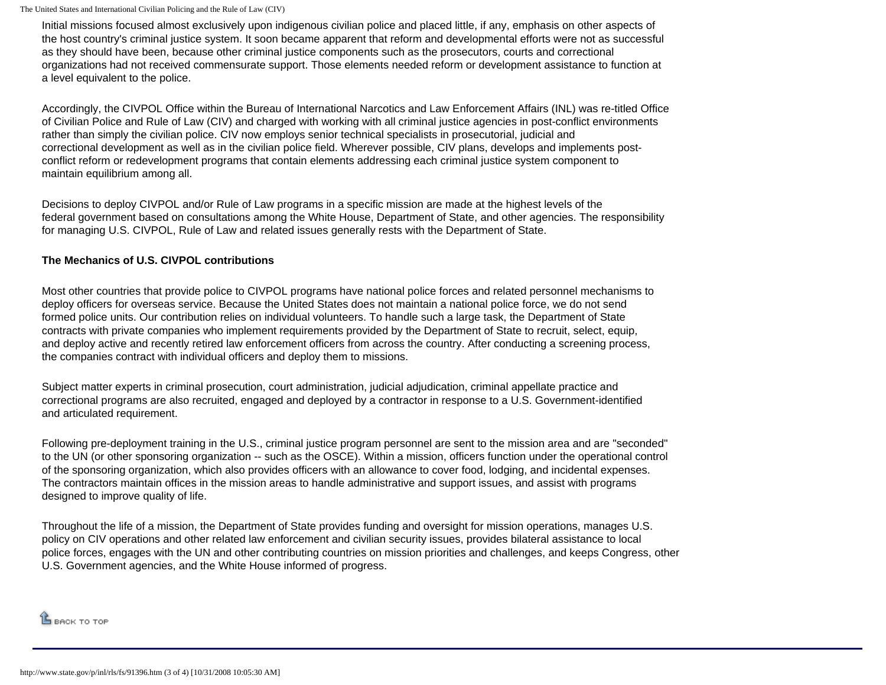Initial missions focused almost exclusively upon indigenous civilian police and placed little, if any, emphasis on other aspects of the host country's criminal justice system. It soon became apparent that reform and developmental efforts were not as successful as they should have been, because other criminal justice components such as the prosecutors, courts and correctional organizations had not received commensurate support. Those elements needed reform or development assistance to function at a level equivalent to the police.

Accordingly, the CIVPOL Office within the Bureau of International Narcotics and Law Enforcement Affairs (INL) was re-titled Office of Civilian Police and Rule of Law (CIV) and charged with working with all criminal justice agencies in post-conflict environments rather than simply the civilian police. CIV now employs senior technical specialists in prosecutorial, judicial and correctional development as well as in the civilian police field. Wherever possible, CIV plans, develops and implements post-conflict reform or redevelopment programs that contain elements addressing each criminal justice system component to maintain equilibrium among all.

Decisions to deploy CIVPOL and/or Rule of Law programs in a specific mission are made at the highest levels of the federal government based on consultations among the White House, Department of State, and other agencies. The responsibility for managing U.S. CIVPOL, Rule of Law and related issues generally rests with the Department of State.

**The Mechanics of U.S. CIVPOL contributions**

Most other countries that provide police to CIVPOL programs have national police forces and related personnel mechanisms to deploy officers for overseas service. Because the United States does not maintain a national police force, we do not send formed police units. Our contribution relies on individual volunteers. To handle such a large task, the Department of State contracts with private companies who implement requirements provided by the Department of State to recruit, select, equip, and deploy active and recently retired law enforcement officers from across the country. After conducting a screening process, the companies contract with individual officers and deploy them to missions.

Subject matter experts in criminal prosecution, court administration, judicial adjudication, criminal appellate practice and correctional programs are also recruited, engaged and deployed by a contractor in response to a U.S. Government-identified and articulated requirement.

Following pre-deployment training in the U.S., criminal justice program personnel are sent to the mission area and are "seconded" to the UN (or other sponsoring organization -- such as the OSCE). Within a mission, officers function under the operational control of the sponsoring organization, which also provides officers with an allowance to cover food, lodging, and incidental expenses. The contractors maintain offices in the mission areas to handle administrative and support issues, and assist with programs designed to improve quality of life.

Throughout the life of a mission, the Department of State provides funding and oversight for mission operations, manages U.S. policy on CIV operations and other related law enforcement and civilian security issues, provides bilateral assistance to local police forces, engages with the UN and other contributing countries on mission priorities and challenges, and keeps Congress, other U.S. Government agencies, and the White House informed of progress.

BACK TO TOP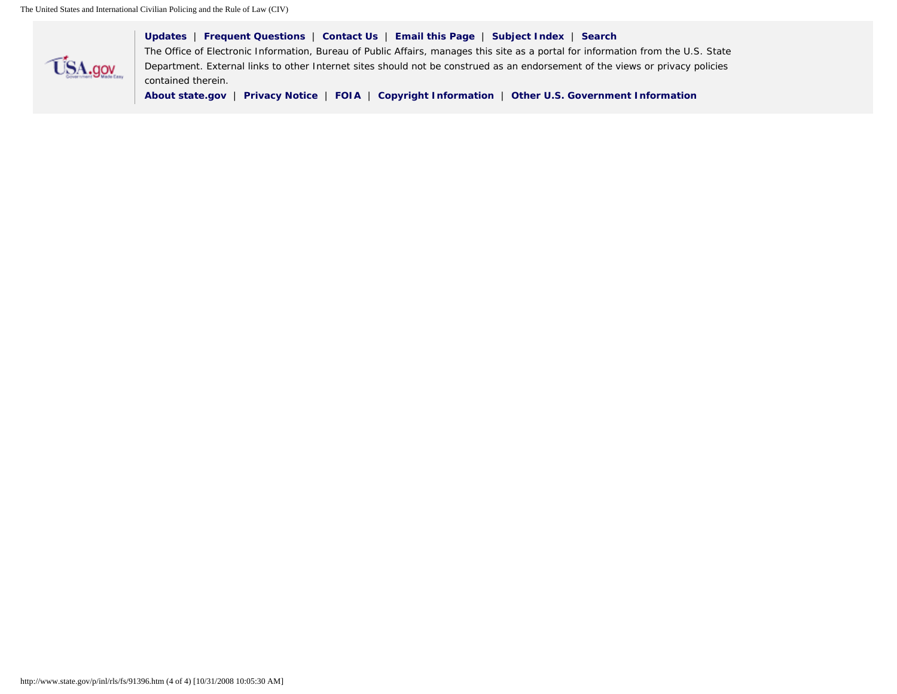**Updates** | **Frequent Questions** | **Contact Us** | **Email this Page** | **Subject Index** | **Search**

The Office of Electronic Information, Bureau of Public Affairs, manages this site as a portal for information from the U.S. State Department. External links to other Internet sites should not be construed as an endorsement of the views or privacy policies contained therein.

**About state.gov** | **Privacy Notice** | **FOIA** | **Copyright Information** | **Other U.S. Government Information**